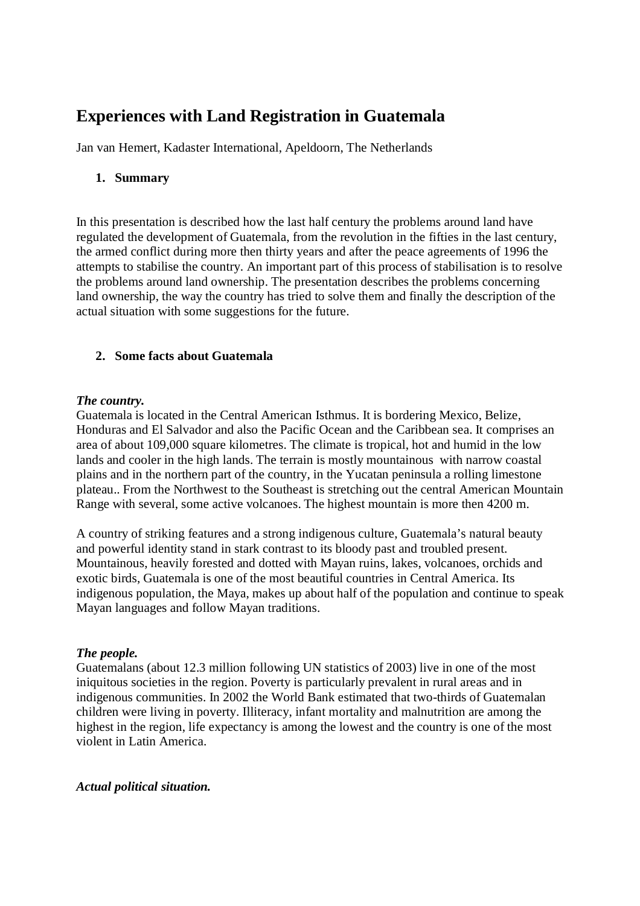# Experiences with Land Registration in Guatemala

Jan van Hemert, Kadaster International, Apeldoorn, The Netherlands

## 1. Summary

In this presentation is described how the last half century the problems around land have regulated the development of Guatemala, from the revolution in the fifties in the last century, the armed conflict during more then thirty years and after the peace agreements of 1996 the attempts to stabilise the country. An important part of this process of stabilisation is to resolve the problems around land ownership. The presentation describes the problems concerning land ownership, the way the country has tried to solve them and finally the description of the actual situation with some suggestions for the future.

## 2. Some facts about Guatemala

***The country.***

Guatemala is located in the Central American Isthmus. It is bordering Mexico, Belize, Honduras and El Salvador and also the Pacific Ocean and the Caribbean sea. It comprises an area of about 109,000 square kilometres. The climate is tropical, hot and humid in the low lands and cooler in the high lands. The terrain is mostly mountainous with narrow coastal plains and in the northern part of the country, in the Yucatan peninsula a rolling limestone plateau.. From the Northwest to the Southeast is stretching out the central American Mountain Range with several, some active volcanoes. The highest mountain is more then 4200 m.

A country of striking features and a strong indigenous culture, Guatemala's natural beauty and powerful identity stand in stark contrast to its bloody past and troubled present. Mountainous, heavily forested and dotted with Mayan ruins, lakes, volcanoes, orchids and exotic birds, Guatemala is one of the most beautiful countries in Central America. Its indigenous population, the Maya, makes up about half of the population and continue to speak Mayan languages and follow Mayan traditions.

***The people.***

Guatemalans (about 12.3 million following UN statistics of 2003) live in one of the most iniquitous societies in the region. Poverty is particularly prevalent in rural areas and in indigenous communities. In 2002 the World Bank estimated that two-thirds of Guatemalan children were living in poverty. Illiteracy, infant mortality and malnutrition are among the highest in the region, life expectancy is among the lowest and the country is one of the most violent in Latin America.

***Actual political situation.***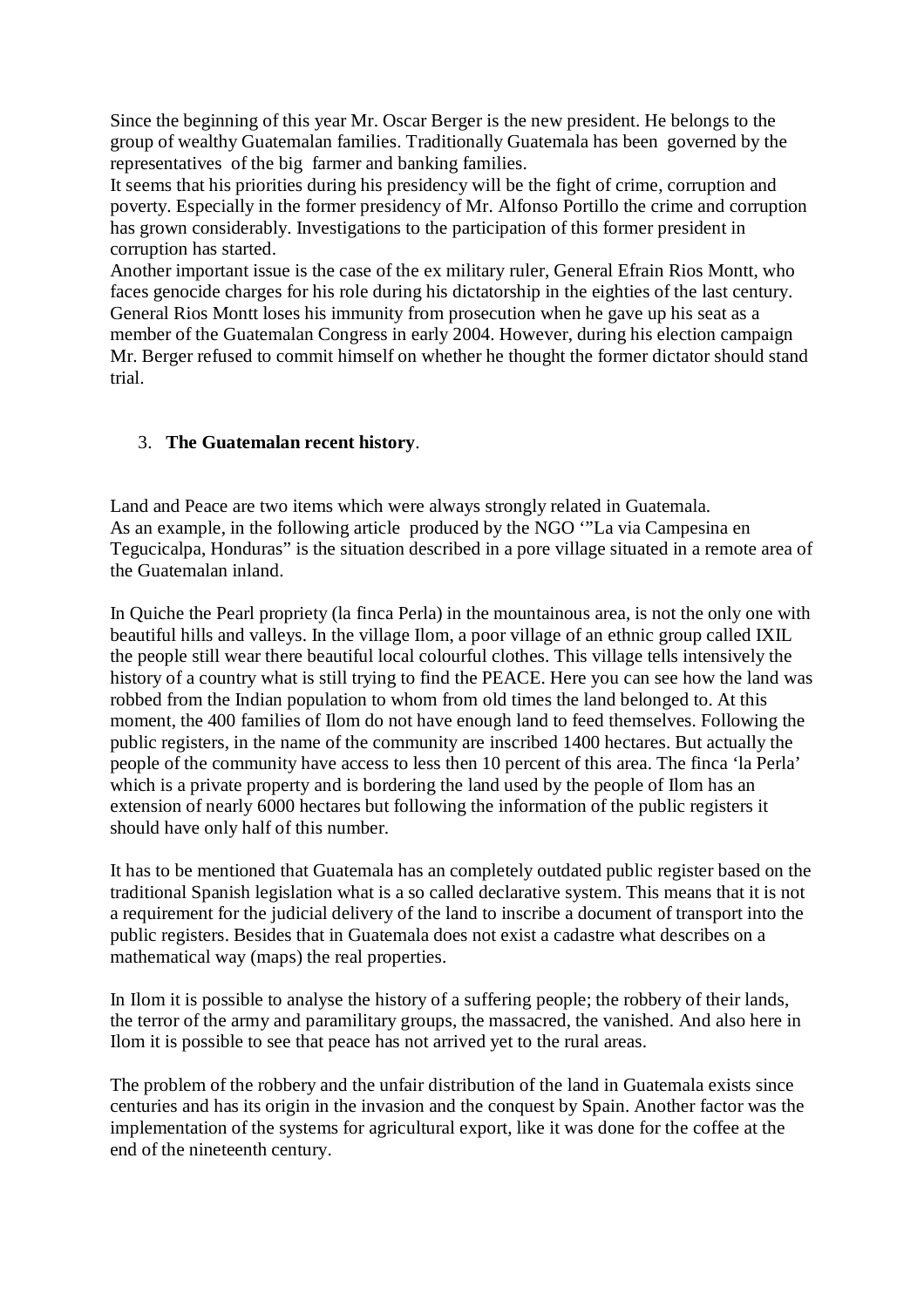Since the beginning of this year Mr. Oscar Berger is the new president. He belongs to the group of wealthy Guatemalan families. Traditionally Guatemala has been governed by the representatives of the big farmer and banking families.
It seems that his priorities during his presidency will be the fight of crime, corruption and poverty. Especially in the former presidency of Mr. Alfonso Portillo the crime and corruption has grown considerably. Investigations to the participation of this former president in corruption has started.
Another important issue is the case of the ex military ruler, General Efrain Rios Montt, who faces genocide charges for his role during his dictatorship in the eighties of the last century. General Rios Montt loses his immunity from prosecution when he gave up his seat as a member of the Guatemalan Congress in early 2004. However, during his election campaign Mr. Berger refused to commit himself on whether he thought the former dictator should stand trial.

3. **The Guatemalan recent history**.

Land and Peace are two items which were always strongly related in Guatemala.
As an example, in the following article produced by the NGO '"La via Campesina en Tegucicalpa, Honduras" is the situation described in a pore village situated in a remote area of the Guatemalan inland.

In Quiche the Pearl propriety (la finca Perla) in the mountainous area, is not the only one with beautiful hills and valleys. In the village Ilom, a poor village of an ethnic group called IXIL the people still wear there beautiful local colourful clothes. This village tells intensively the history of a country what is still trying to find the PEACE. Here you can see how the land was robbed from the Indian population to whom from old times the land belonged to. At this moment, the 400 families of Ilom do not have enough land to feed themselves. Following the public registers, in the name of the community are inscribed 1400 hectares. But actually the people of the community have access to less then 10 percent of this area. The finca 'la Perla' which is a private property and is bordering the land used by the people of Ilom has an extension of nearly 6000 hectares but following the information of the public registers it should have only half of this number.

It has to be mentioned that Guatemala has an completely outdated public register based on the traditional Spanish legislation what is a so called declarative system. This means that it is not a requirement for the judicial delivery of the land to inscribe a document of transport into the public registers. Besides that in Guatemala does not exist a cadastre what describes on a mathematical way (maps) the real properties.

In Ilom it is possible to analyse the history of a suffering people; the robbery of their lands, the terror of the army and paramilitary groups, the massacred, the vanished. And also here in Ilom it is possible to see that peace has not arrived yet to the rural areas.

The problem of the robbery and the unfair distribution of the land in Guatemala exists since centuries and has its origin in the invasion and the conquest by Spain. Another factor was the implementation of the systems for agricultural export, like it was done for the coffee at the end of the nineteenth century.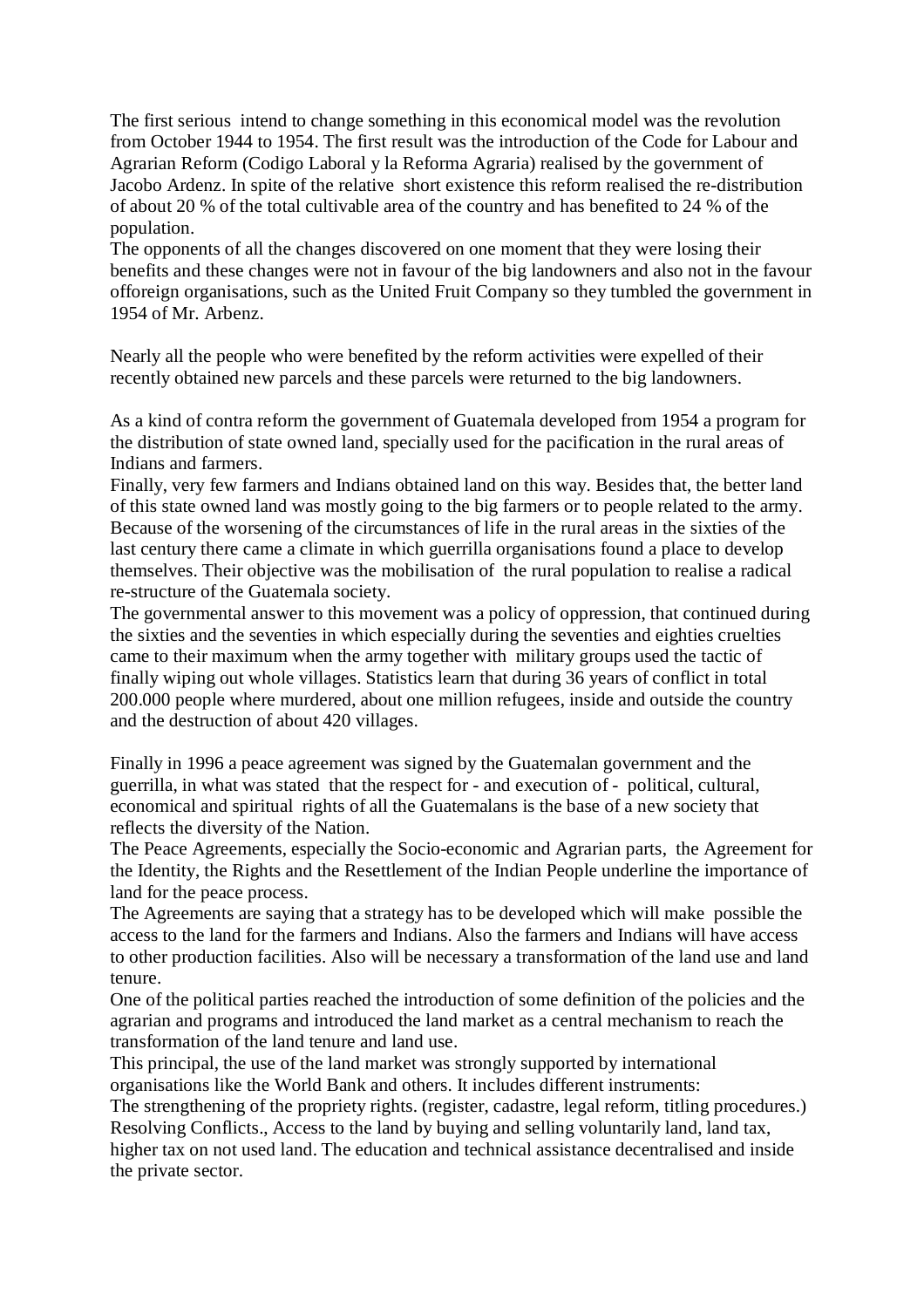The first serious intend to change something in this economical model was the revolution from October 1944 to 1954. The first result was the introduction of the Code for Labour and Agrarian Reform (Codigo Laboral y la Reforma Agraria) realised by the government of Jacobo Ardenz. In spite of the relative short existence this reform realised the re-distribution of about 20 % of the total cultivable area of the country and has benefited to 24 % of the population.
The opponents of all the changes discovered on one moment that they were losing their benefits and these changes were not in favour of the big landowners and also not in the favour offoreign organisations, such as the United Fruit Company so they tumbled the government in 1954 of Mr. Arbenz.

Nearly all the people who were benefited by the reform activities were expelled of their recently obtained new parcels and these parcels were returned to the big landowners.

As a kind of contra reform the government of Guatemala developed from 1954 a program for the distribution of state owned land, specially used for the pacification in the rural areas of Indians and farmers.
Finally, very few farmers and Indians obtained land on this way. Besides that, the better land of this state owned land was mostly going to the big farmers or to people related to the army. Because of the worsening of the circumstances of life in the rural areas in the sixties of the last century there came a climate in which guerrilla organisations found a place to develop themselves. Their objective was the mobilisation of the rural population to realise a radical re-structure of the Guatemala society.
The governmental answer to this movement was a policy of oppression, that continued during the sixties and the seventies in which especially during the seventies and eighties cruelties came to their maximum when the army together with military groups used the tactic of finally wiping out whole villages. Statistics learn that during 36 years of conflict in total 200.000 people where murdered, about one million refugees, inside and outside the country and the destruction of about 420 villages.

Finally in 1996 a peace agreement was signed by the Guatemalan government and the guerrilla, in what was stated that the respect for - and execution of - political, cultural, economical and spiritual rights of all the Guatemalans is the base of a new society that reflects the diversity of the Nation.
The Peace Agreements, especially the Socio-economic and Agrarian parts, the Agreement for the Identity, the Rights and the Resettlement of the Indian People underline the importance of land for the peace process.
The Agreements are saying that a strategy has to be developed which will make possible the access to the land for the farmers and Indians. Also the farmers and Indians will have access to other production facilities. Also will be necessary a transformation of the land use and land tenure.
One of the political parties reached the introduction of some definition of the policies and the agrarian and programs and introduced the land market as a central mechanism to reach the transformation of the land tenure and land use.
This principal, the use of the land market was strongly supported by international organisations like the World Bank and others. It includes different instruments:
The strengthening of the propriety rights. (register, cadastre, legal reform, titling procedures.) Resolving Conflicts., Access to the land by buying and selling voluntarily land, land tax, higher tax on not used land. The education and technical assistance decentralised and inside the private sector.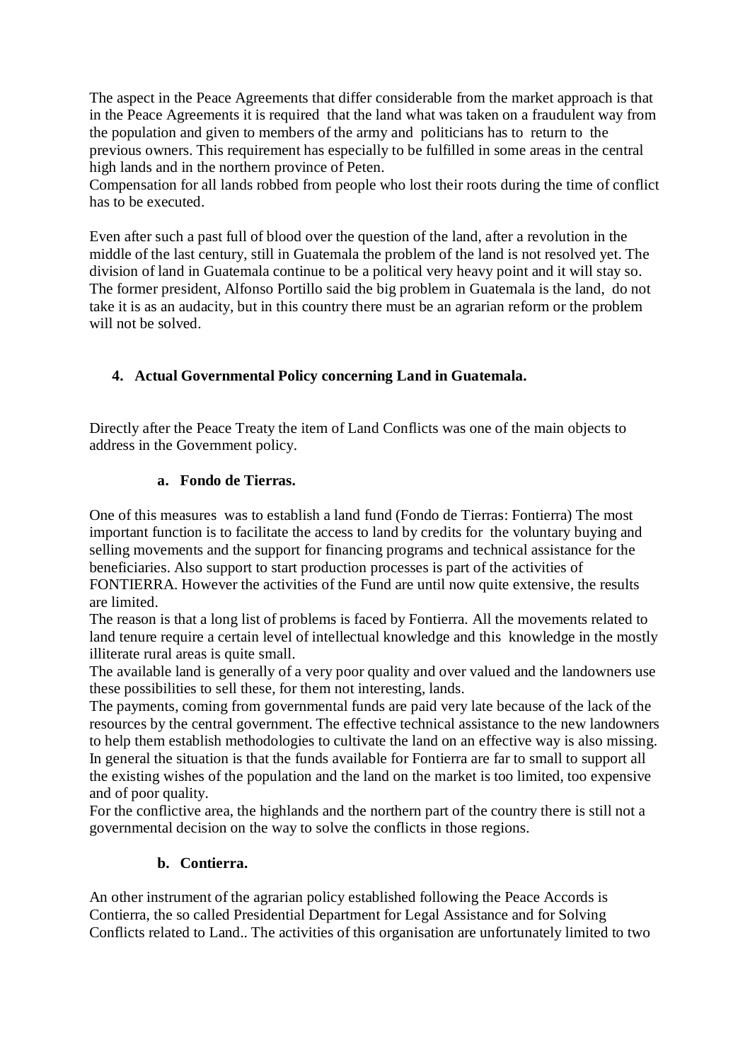The aspect in the Peace Agreements that differ considerable from the market approach is that in the Peace Agreements it is required that the land what was taken on a fraudulent way from the population and given to members of the army and politicians has to return to the previous owners. This requirement has especially to be fulfilled in some areas in the central high lands and in the northern province of Peten.
Compensation for all lands robbed from people who lost their roots during the time of conflict has to be executed.

Even after such a past full of blood over the question of the land, after a revolution in the middle of the last century, still in Guatemala the problem of the land is not resolved yet. The division of land in Guatemala continue to be a political very heavy point and it will stay so. The former president, Alfonso Portillo said the big problem in Guatemala is the land, do not take it is as an audacity, but in this country there must be an agrarian reform or the problem will not be solved.

## 4. Actual Governmental Policy concerning Land in Guatemala.

Directly after the Peace Treaty the item of Land Conflicts was one of the main objects to address in the Government policy.

### a. Fondo de Tierras.

One of this measures was to establish a land fund (Fondo de Tierras: Fontierra) The most important function is to facilitate the access to land by credits for the voluntary buying and selling movements and the support for financing programs and technical assistance for the beneficiaries. Also support to start production processes is part of the activities of FONTIERRA. However the activities of the Fund are until now quite extensive, the results are limited.
The reason is that a long list of problems is faced by Fontierra. All the movements related to land tenure require a certain level of intellectual knowledge and this knowledge in the mostly illiterate rural areas is quite small.
The available land is generally of a very poor quality and over valued and the landowners use these possibilities to sell these, for them not interesting, lands.
The payments, coming from governmental funds are paid very late because of the lack of the resources by the central government. The effective technical assistance to the new landowners to help them establish methodologies to cultivate the land on an effective way is also missing.
In general the situation is that the funds available for Fontierra are far to small to support all the existing wishes of the population and the land on the market is too limited, too expensive and of poor quality.
For the conflictive area, the highlands and the northern part of the country there is still not a governmental decision on the way to solve the conflicts in those regions.

### b. Contierra.

An other instrument of the agrarian policy established following the Peace Accords is Contierra, the so called Presidential Department for Legal Assistance and for Solving Conflicts related to Land.. The activities of this organisation are unfortunately limited to two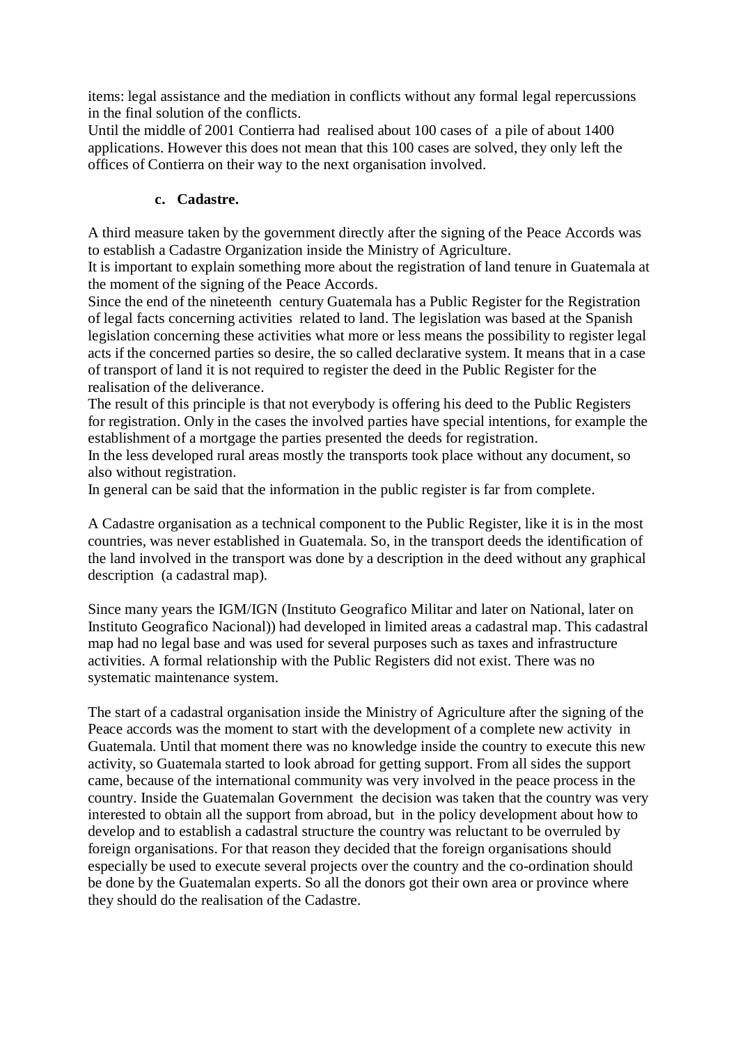items: legal assistance and the mediation in conflicts without any formal legal repercussions in the final solution of the conflicts.
Until the middle of 2001 Contierra had realised about 100 cases of a pile of about 1400 applications. However this does not mean that this 100 cases are solved, they only left the offices of Contierra on their way to the next organisation involved.

### c. Cadastre.

A third measure taken by the government directly after the signing of the Peace Accords was to establish a Cadastre Organization inside the Ministry of Agriculture.
It is important to explain something more about the registration of land tenure in Guatemala at the moment of the signing of the Peace Accords.
Since the end of the nineteenth century Guatemala has a Public Register for the Registration of legal facts concerning activities related to land. The legislation was based at the Spanish legislation concerning these activities what more or less means the possibility to register legal acts if the concerned parties so desire, the so called declarative system. It means that in a case of transport of land it is not required to register the deed in the Public Register for the realisation of the deliverance.
The result of this principle is that not everybody is offering his deed to the Public Registers for registration. Only in the cases the involved parties have special intentions, for example the establishment of a mortgage the parties presented the deeds for registration.
In the less developed rural areas mostly the transports took place without any document, so also without registration.
In general can be said that the information in the public register is far from complete.

A Cadastre organisation as a technical component to the Public Register, like it is in the most countries, was never established in Guatemala. So, in the transport deeds the identification of the land involved in the transport was done by a description in the deed without any graphical description (a cadastral map).

Since many years the IGM/IGN (Instituto Geografico Militar and later on National, later on Instituto Geografico Nacional)) had developed in limited areas a cadastral map. This cadastral map had no legal base and was used for several purposes such as taxes and infrastructure activities. A formal relationship with the Public Registers did not exist. There was no systematic maintenance system.

The start of a cadastral organisation inside the Ministry of Agriculture after the signing of the Peace accords was the moment to start with the development of a complete new activity in Guatemala. Until that moment there was no knowledge inside the country to execute this new activity, so Guatemala started to look abroad for getting support. From all sides the support came, because of the international community was very involved in the peace process in the country. Inside the Guatemalan Government the decision was taken that the country was very interested to obtain all the support from abroad, but in the policy development about how to develop and to establish a cadastral structure the country was reluctant to be overruled by foreign organisations. For that reason they decided that the foreign organisations should especially be used to execute several projects over the country and the co-ordination should be done by the Guatemalan experts. So all the donors got their own area or province where they should do the realisation of the Cadastre.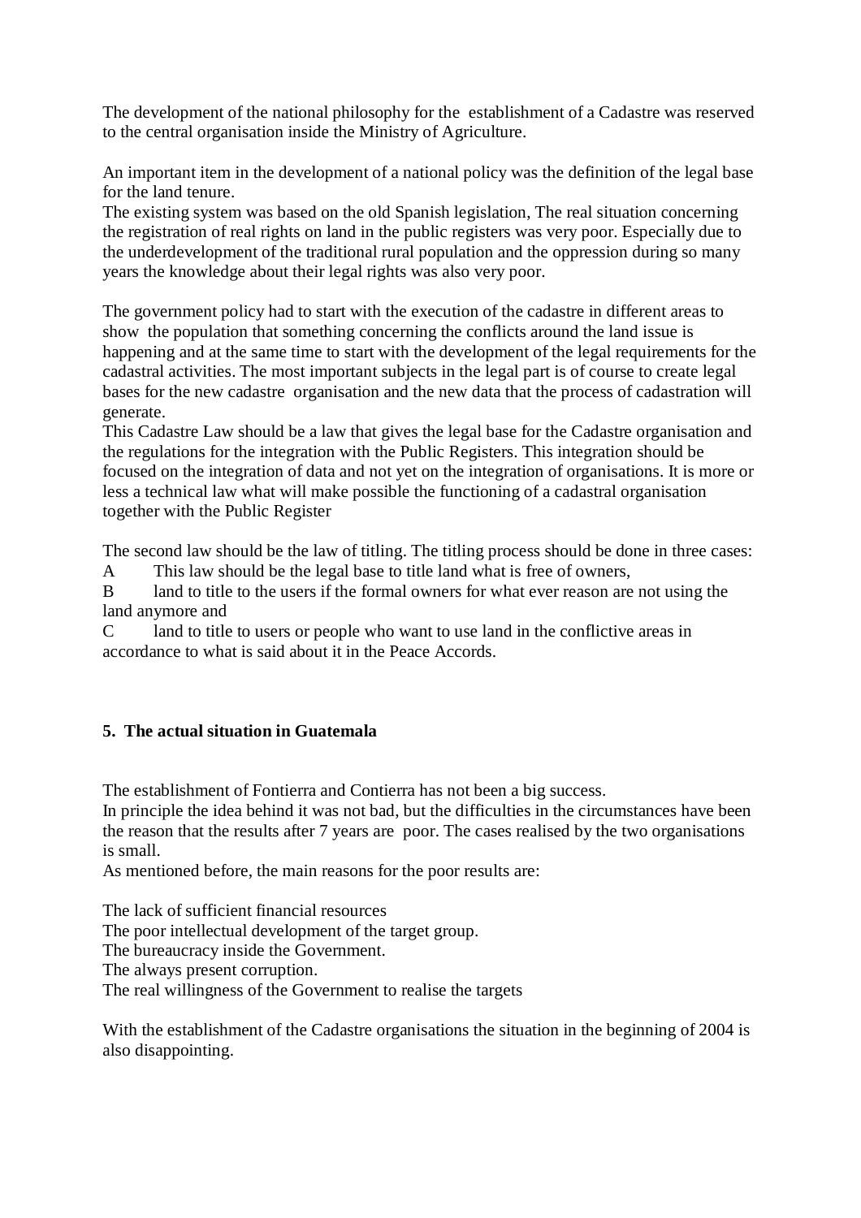The development of the national philosophy for the establishment of a Cadastre was reserved to the central organisation inside the Ministry of Agriculture.

An important item in the development of a national policy was the definition of the legal base for the land tenure.
The existing system was based on the old Spanish legislation, The real situation concerning the registration of real rights on land in the public registers was very poor. Especially due to the underdevelopment of the traditional rural population and the oppression during so many years the knowledge about their legal rights was also very poor.

The government policy had to start with the execution of the cadastre in different areas to show the population that something concerning the conflicts around the land issue is happening and at the same time to start with the development of the legal requirements for the cadastral activities. The most important subjects in the legal part is of course to create legal bases for the new cadastre organisation and the new data that the process of cadastration will generate.
This Cadastre Law should be a law that gives the legal base for the Cadastre organisation and the regulations for the integration with the Public Registers. This integration should be focused on the integration of data and not yet on the integration of organisations. It is more or less a technical law what will make possible the functioning of a cadastral organisation together with the Public Register

The second law should be the law of titling. The titling process should be done in three cases:
A This law should be the legal base to title land what is free of owners,
B land to title to the users if the formal owners for what ever reason are not using the land anymore and
C land to title to users or people who want to use land in the conflictive areas in accordance to what is said about it in the Peace Accords.

## 5. The actual situation in Guatemala

The establishment of Fontierra and Contierra has not been a big success.
In principle the idea behind it was not bad, but the difficulties in the circumstances have been the reason that the results after 7 years are poor. The cases realised by the two organisations is small.
As mentioned before, the main reasons for the poor results are:

The lack of sufficient financial resources
The poor intellectual development of the target group.
The bureaucracy inside the Government.
The always present corruption.
The real willingness of the Government to realise the targets

With the establishment of the Cadastre organisations the situation in the beginning of 2004 is also disappointing.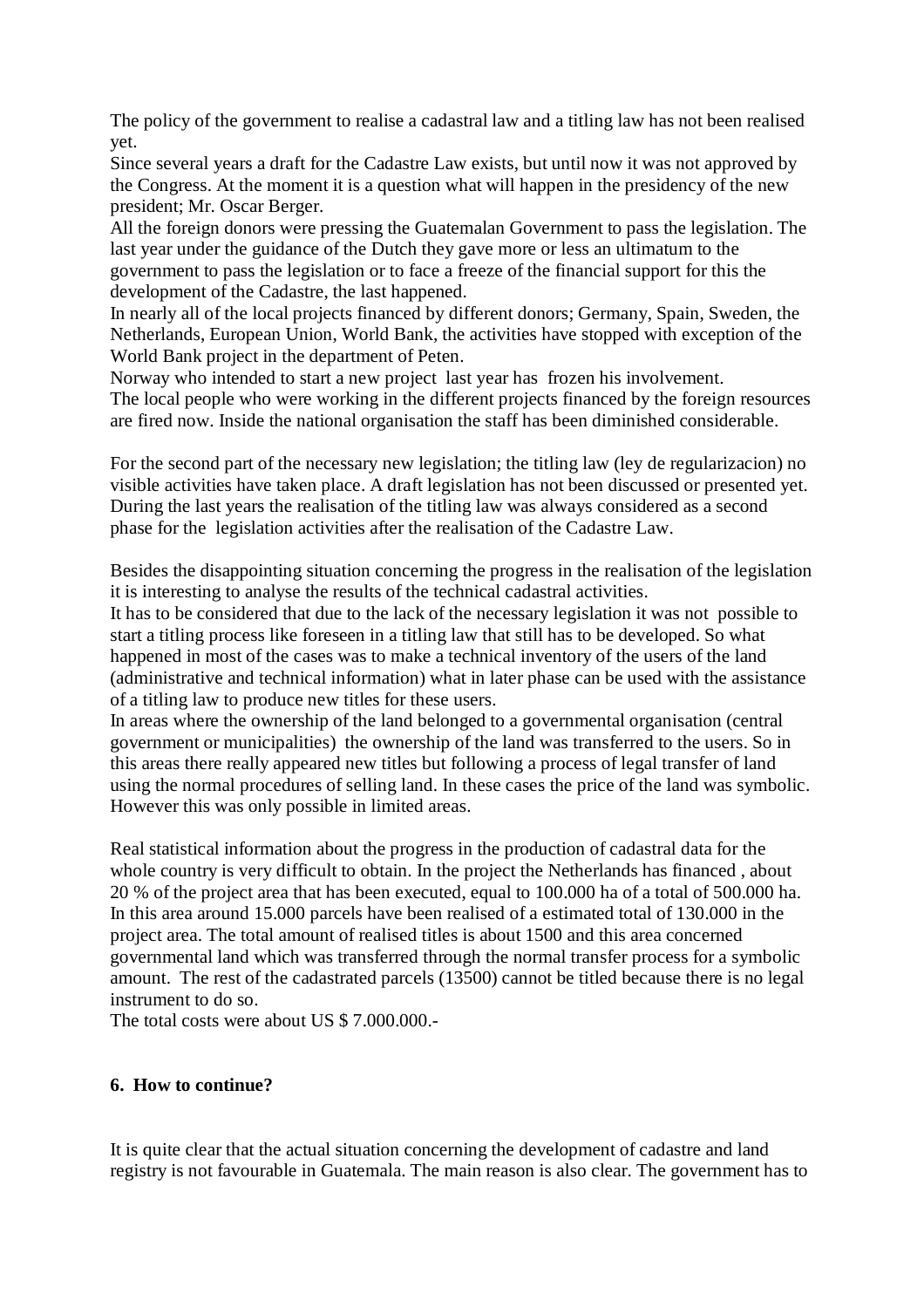The policy of the government to realise a cadastral law and a titling law has not been realised yet.
Since several years a draft for the Cadastre Law exists, but until now it was not approved by the Congress. At the moment it is a question what will happen in the presidency of the new president; Mr. Oscar Berger.
All the foreign donors were pressing the Guatemalan Government to pass the legislation. The last year under the guidance of the Dutch they gave more or less an ultimatum to the government to pass the legislation or to face a freeze of the financial support for this the development of the Cadastre, the last happened.
In nearly all of the local projects financed by different donors; Germany, Spain, Sweden, the Netherlands, European Union, World Bank, the activities have stopped with exception of the World Bank project in the department of Peten.
Norway who intended to start a new project last year has frozen his involvement.
The local people who were working in the different projects financed by the foreign resources are fired now. Inside the national organisation the staff has been diminished considerable.

For the second part of the necessary new legislation; the titling law (ley de regularizacion) no visible activities have taken place. A draft legislation has not been discussed or presented yet. During the last years the realisation of the titling law was always considered as a second phase for the legislation activities after the realisation of the Cadastre Law.

Besides the disappointing situation concerning the progress in the realisation of the legislation it is interesting to analyse the results of the technical cadastral activities.
It has to be considered that due to the lack of the necessary legislation it was not possible to start a titling process like foreseen in a titling law that still has to be developed. So what happened in most of the cases was to make a technical inventory of the users of the land (administrative and technical information) what in later phase can be used with the assistance of a titling law to produce new titles for these users.
In areas where the ownership of the land belonged to a governmental organisation (central government or municipalities) the ownership of the land was transferred to the users. So in this areas there really appeared new titles but following a process of legal transfer of land using the normal procedures of selling land. In these cases the price of the land was symbolic. However this was only possible in limited areas.

Real statistical information about the progress in the production of cadastral data for the whole country is very difficult to obtain. In the project the Netherlands has financed , about 20 % of the project area that has been executed, equal to 100.000 ha of a total of 500.000 ha. In this area around 15.000 parcels have been realised of a estimated total of 130.000 in the project area. The total amount of realised titles is about 1500 and this area concerned governmental land which was transferred through the normal transfer process for a symbolic amount. The rest of the cadastrated parcels (13500) cannot be titled because there is no legal instrument to do so.
The total costs were about US $ 7.000.000.-

## 6. How to continue?

It is quite clear that the actual situation concerning the development of cadastre and land registry is not favourable in Guatemala. The main reason is also clear. The government has to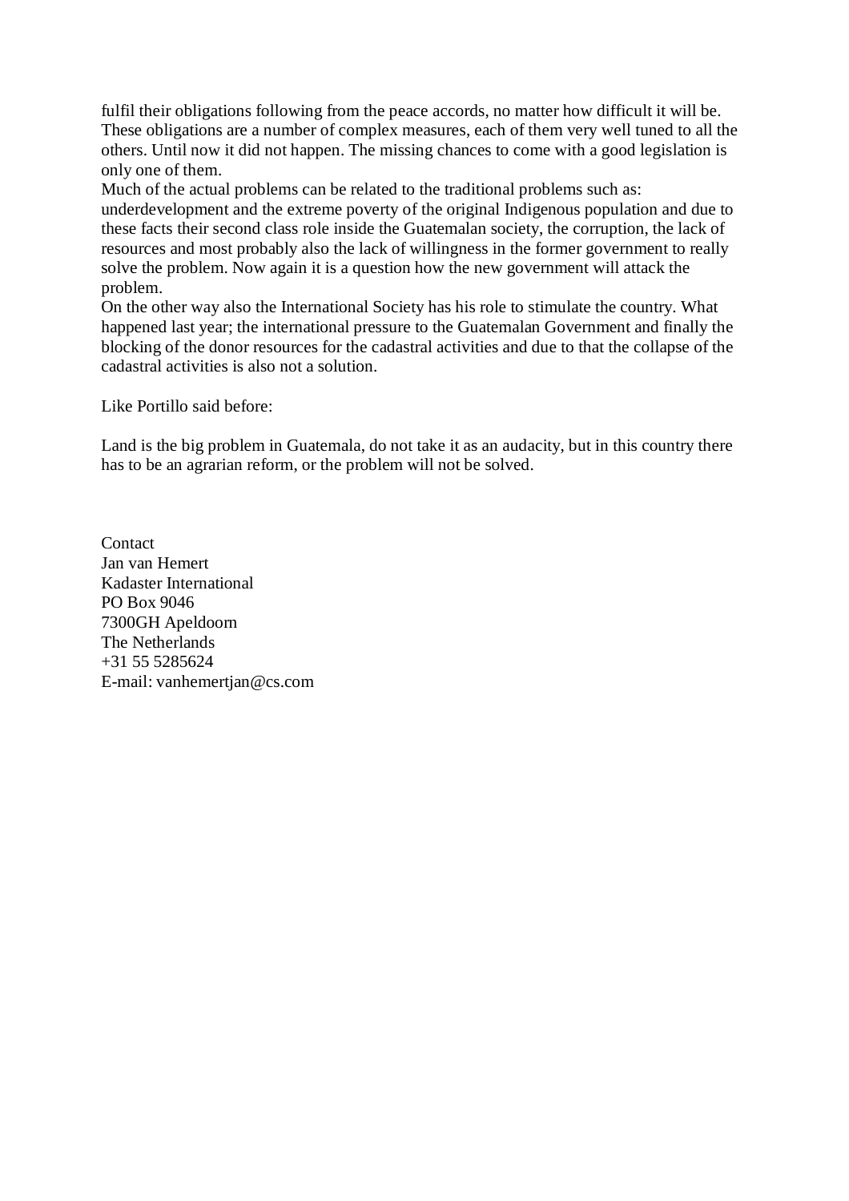fulfil their obligations following from the peace accords, no matter how difficult it will be. These obligations are a number of complex measures, each of them very well tuned to all the others. Until now it did not happen. The missing chances to come with a good legislation is only one of them.
Much of the actual problems can be related to the traditional problems such as: underdevelopment and the extreme poverty of the original Indigenous population and due to these facts their second class role inside the Guatemalan society, the corruption, the lack of resources and most probably also the lack of willingness in the former government to really solve the problem. Now again it is a question how the new government will attack the problem.
On the other way also the International Society has his role to stimulate the country. What happened last year; the international pressure to the Guatemalan Government and finally the blocking of the donor resources for the cadastral activities and due to that the collapse of the cadastral activities is also not a solution.

Like Portillo said before:

Land is the big problem in Guatemala, do not take it as an audacity, but in this country there has to be an agrarian reform, or the problem will not be solved.

Contact
Jan van Hemert
Kadaster International
PO Box 9046
7300GH Apeldoorn
The Netherlands
+31 55 5285624
E-mail: vanhemertjan@cs.com